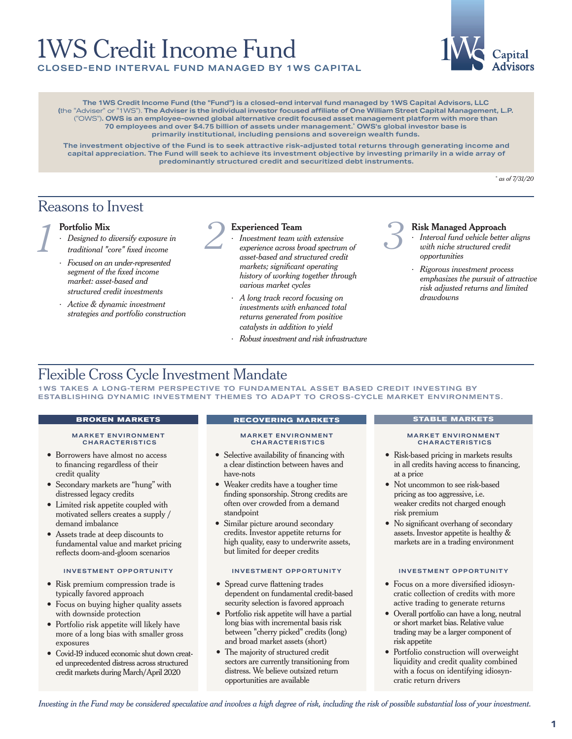# 1WS Credit Income Fund

**CLOSED-END INTERVAL FUND MANAGED BY 1WS CAPITAL**

1WS Capital Advisors

**The 1WS Credit Income Fund (the "Fund") is a closed-end interval fund managed by 1WS Capital Advisors, LLC** (the "Adviser" or "1WS"). **The Adviser is the individual investor focused affiliate of One William Street Capital Management, L.P.** ("OWS"). **OWS is an employee-owned global alternative credit focused asset management platform with more than 70 employees and over $4.75 billion of assets under management.* OWS's global investor base is primarily institutional, including pensions and sovereign wealth funds.**

**The investment objective of the Fund is to seek attractive risk-adjusted total returns through generating income and capital appreciation. The Fund will seek to achieve its investment objective by investing primarily in a wide array of predominantly structured credit and securitized debt instruments.**

*\* as of 7/31/20*

## Reasons to Invest

### 1 Portfolio Mix

- *Designed to diversify exposure in traditional "core" fixed income*
- *Focused on an under-represented segment of the fixed income market: asset-based and structured credit investments*
- *Active & dynamic investment strategies and portfolio construction*

### 2 Experienced Team

- *Investment team with extensive experience across broad spectrum of asset-based and structured credit markets; significant operating history of working together through various market cycles*
- *A long track record focusing on investments with enhanced total returns generated from positive catalysts in addition to yield*
- *Robust investment and risk infrastructure*

### 3 Risk Managed Approach

- *Interval fund vehicle better aligns with niche structured credit opportunities*
- *Rigorous investment process emphasizes the pursuit of attractive risk adjusted returns and limited drawdowns*

## Flexible Cross Cycle Investment Mandate

**1WS TAKES A LONG-TERM PERSPECTIVE TO FUNDAMENTAL ASSET BASED CREDIT INVESTING BY ESTABLISHING DYNAMIC INVESTMENT THEMES TO ADAPT TO CROSS-CYCLE MARKET ENVIRONMENTS.**

### BROKEN MARKETS

**MARKET ENVIRONMENT CHARACTERISTICS**

- Borrowers have almost no access to financing regardless of their credit quality
- Secondary markets are "hung" with distressed legacy credits
- Limited risk appetite coupled with motivated sellers creates a supply / demand imbalance
- Assets trade at deep discounts to fundamental value and market pricing reflects doom-and-gloom scenarios

**INVESTMENT OPPORTUNITY**

- Risk premium compression trade is typically favored approach
- Focus on buying higher quality assets with downside protection
- Portfolio risk appetite will likely have more of a long bias with smaller gross exposures
- Covid-19 induced economic shut down created unprecedented distress across structured credit markets during March/April 2020

### RECOVERING MARKETS

**MARKET ENVIRONMENT CHARACTERISTICS**

- Selective availability of financing with a clear distinction between haves and have-nots
- Weaker credits have a tougher time finding sponsorship. Strong credits are often over crowded from a demand standpoint
- Similar picture around secondary credits. Investor appetite returns for high quality, easy to underwrite assets, but limited for deeper credits

**INVESTMENT OPPORTUNITY**

- Spread curve flattening trades dependent on fundamental credit-based security selection is favored approach
- Portfolio risk appetite will have a partial long bias with incremental basis risk between "cherry picked" credits (long) and broad market assets (short)
- The majority of structured credit sectors are currently transitioning from distress. We believe outsized return opportunities are available

### STABLE MARKETS

**MARKET ENVIRONMENT CHARACTERISTICS**

- Risk-based pricing in markets results in all credits having access to financing, at a price
- Not uncommon to see risk-based pricing as too aggressive, i.e. weaker credits not charged enough risk premium
- No significant overhang of secondary assets. Investor appetite is healthy & markets are in a trading environment

**INVESTMENT OPPORTUNITY**

- Focus on a more diversified idiosyncratic collection of credits with more active trading to generate returns
- Overall portfolio can have a long, neutral or short market bias. Relative value trading may be a larger component of risk appetite
- Portfolio construction will overweight liquidity and credit quality combined with a focus on identifying idiosyncratic return drivers

*Investing in the Fund may be considered speculative and involves a high degree of risk, including the risk of possible substantial loss of your investment.*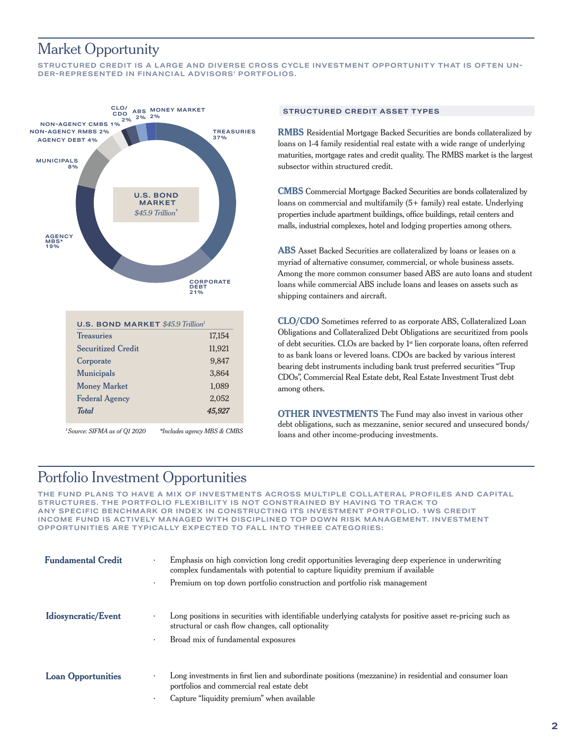# Market Opportunity

**STRUCTURED CREDIT IS A LARGE AND DIVERSE CROSS CYCLE INVESTMENT OPPORTUNITY THAT IS OFTEN UNDER-REPRESENTED IN FINANCIAL ADVISORS' PORTFOLIOS.**

U.S. BOND MARKET *$45.9 Trillion*[1]

- TREASURIES 37%
- CORPORATE DEBT 21%
- AGENCY MBS* 19%
- MUNICIPALS 8%
- AGENCY DEBT 4%
- NON-AGENCY RMBS 2%
- NON-AGENCY CMBS 1%
- CLO/CDO 2%
- ABS 2%
- MONEY MARKET 2%

| U.S. BOND MARKET *$45.9 Trillion*[1] | |
|---|---|
| Treasuries | 17,154 |
| Securitized Credit | 11,921 |
| Corporate | 9,847 |
| Municipals | 3,864 |
| Money Market | 1,089 |
| Federal Agency | 2,052 |
| ***Total*** | ***45,927*** |

*[1] Source: SIFMA as of Q1 2020* *\*Includes agency MBS & CMBS*

### STRUCTURED CREDIT ASSET TYPES

**RMBS** Residential Mortgage Backed Securities are bonds collateralized by loans on 1-4 family residential real estate with a wide range of underlying maturities, mortgage rates and credit quality. The RMBS market is the largest subsector within structured credit.

**CMBS** Commercial Mortgage Backed Securities are bonds collateralized by loans on commercial and multifamily (5+ family) real estate. Underlying properties include apartment buildings, office buildings, retail centers and malls, industrial complexes, hotel and lodging properties among others.

**ABS** Asset Backed Securities are collateralized by loans or leases on a myriad of alternative consumer, commercial, or whole business assets. Among the more common consumer based ABS are auto loans and student loans while commercial ABS include loans and leases on assets such as shipping containers and aircraft.

**CLO/CDO** Sometimes referred to as corporate ABS, Collateralized Loan Obligations and Collateralized Debt Obligations are securitized from pools of debt securities. CLOs are backed by 1st lien corporate loans, often referred to as bank loans or levered loans. CDOs are backed by various interest bearing debt instruments including bank trust preferred securities "Trup CDOs", Commercial Real Estate debt, Real Estate Investment Trust debt among others.

**OTHER INVESTMENTS** The Fund may also invest in various other debt obligations, such as mezzanine, senior secured and unsecured bonds/loans and other income-producing investments.

# Portfolio Investment Opportunities

**THE FUND PLANS TO HAVE A MIX OF INVESTMENTS ACROSS MULTIPLE COLLATERAL PROFILES AND CAPITAL STRUCTURES. THE PORTFOLIO FLEXIBILITY IS NOT CONSTRAINED BY HAVING TO TRACK TO ANY SPECIFIC BENCHMARK OR INDEX IN CONSTRUCTING ITS INVESTMENT PORTFOLIO. 1WS CREDIT INCOME FUND IS ACTIVELY MANAGED WITH DISCIPLINED TOP DOWN RISK MANAGEMENT. INVESTMENT OPPORTUNITIES ARE TYPICALLY EXPECTED TO FALL INTO THREE CATEGORIES:**

**Fundamental Credit**

- Emphasis on high conviction long credit opportunities leveraging deep experience in underwriting complex fundamentals with potential to capture liquidity premium if available
- Premium on top down portfolio construction and portfolio risk management

**Idiosyncratic/Event**

- Long positions in securities with identifiable underlying catalysts for positive asset re-pricing such as structural or cash flow changes, call optionality
- Broad mix of fundamental exposures

**Loan Opportunities**

- Long investments in first lien and subordinate positions (mezzanine) in residential and consumer loan portfolios and commercial real estate debt
- Capture "liquidity premium" when available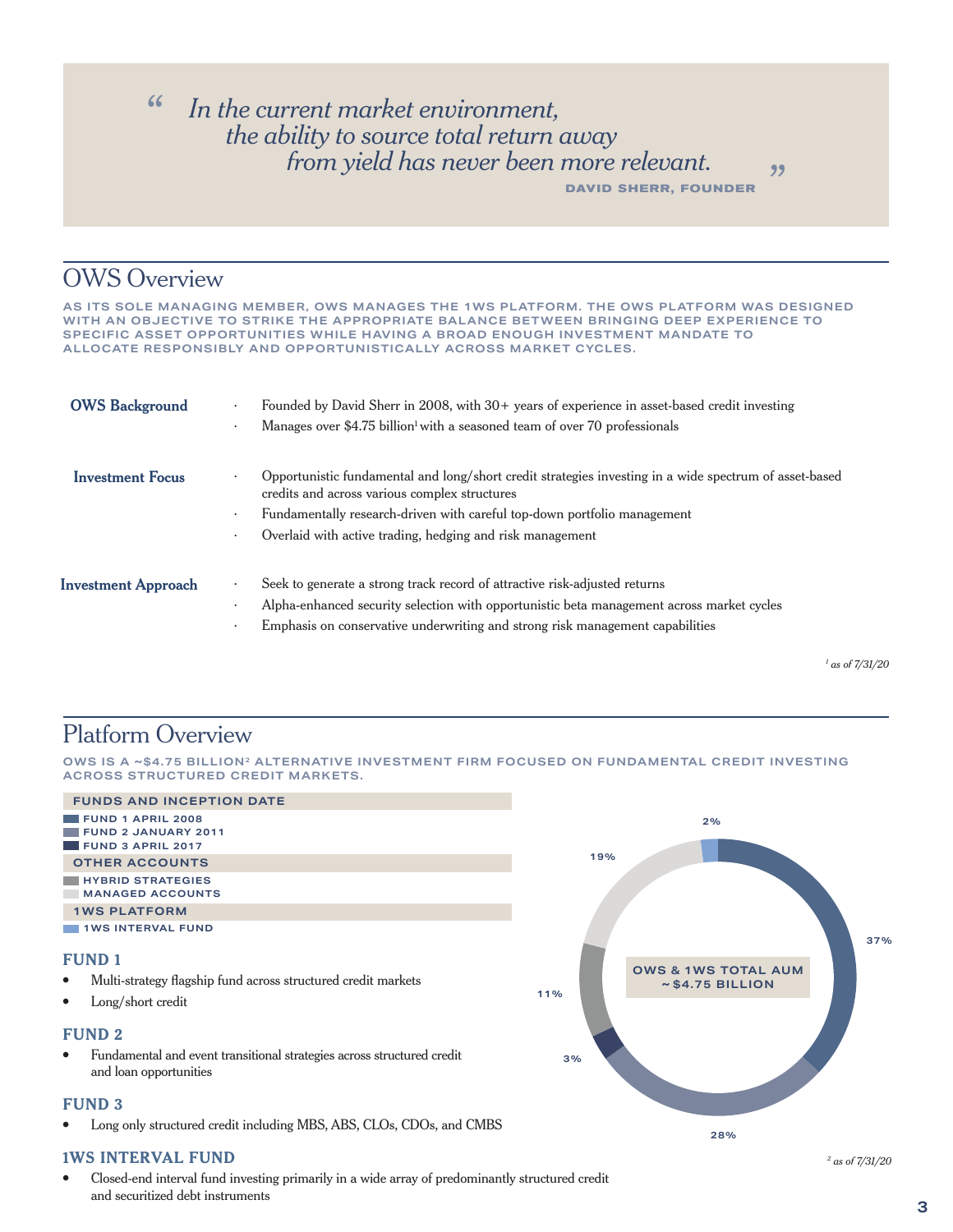> *"In the current market environment, the ability to source total return away from yield has never been more relevant."*
>
> **DAVID SHERR, FOUNDER**

## OWS Overview

**AS ITS SOLE MANAGING MEMBER, OWS MANAGES THE 1WS PLATFORM. THE OWS PLATFORM WAS DESIGNED WITH AN OBJECTIVE TO STRIKE THE APPROPRIATE BALANCE BETWEEN BRINGING DEEP EXPERIENCE TO SPECIFIC ASSET OPPORTUNITIES WHILE HAVING A BROAD ENOUGH INVESTMENT MANDATE TO ALLOCATE RESPONSIBLY AND OPPORTUNISTICALLY ACROSS MARKET CYCLES.**

**OWS Background**

- Founded by David Sherr in 2008, with 30+ years of experience in asset-based credit investing
- Manages over $4.75 billion[1] with a seasoned team of over 70 professionals

**Investment Focus**

- Opportunistic fundamental and long/short credit strategies investing in a wide spectrum of asset-based credits and across various complex structures
- Fundamentally research-driven with careful top-down portfolio management
- Overlaid with active trading, hedging and risk management

**Investment Approach**

- Seek to generate a strong track record of attractive risk-adjusted returns
- Alpha-enhanced security selection with opportunistic beta management across market cycles
- Emphasis on conservative underwriting and strong risk management capabilities

*[1] as of 7/31/20*

## Platform Overview

**OWS IS A ~$4.75 BILLION[2] ALTERNATIVE INVESTMENT FIRM FOCUSED ON FUNDAMENTAL CREDIT INVESTING ACROSS STRUCTURED CREDIT MARKETS.**

**FUNDS AND INCEPTION DATE**

- FUND 1 APRIL 2008
- FUND 2 JANUARY 2011
- FUND 3 APRIL 2017

**OTHER ACCOUNTS**

- HYBRID STRATEGIES
- MANAGED ACCOUNTS

**1WS PLATFORM**

- 1WS INTERVAL FUND

**OWS & 1WS TOTAL AUM ~$4.75 BILLION**

| Fund / Account | Share of AUM |
|---|---|
| Fund 1 | 37% |
| Fund 2 | 28% |
| Fund 3 | 3% |
| Hybrid Strategies | 11% |
| Managed Accounts | 19% |
| 1WS Interval Fund | 2% |

### FUND 1

- Multi-strategy flagship fund across structured credit markets
- Long/short credit

### FUND 2

- Fundamental and event transitional strategies across structured credit and loan opportunities

### FUND 3

- Long only structured credit including MBS, ABS, CLOs, CDOs, and CMBS

### 1WS INTERVAL FUND

- Closed-end interval fund investing primarily in a wide array of predominantly structured credit and securitized debt instruments

*[2] as of 7/31/20*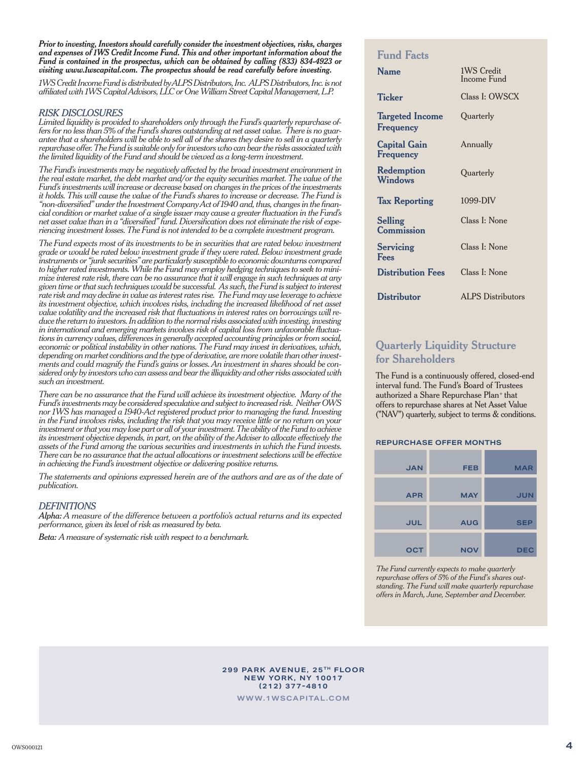***Prior to investing, Investors should carefully consider the investment objectives, risks, charges and expenses of 1WS Credit Income Fund. This and other important information about the Fund is contained in the prospectus, which can be obtained by calling (833) 834-4923 or visiting www.1wscapital.com. The prospectus should be read carefully before investing.***

*1WS Credit Income Fund is distributed by ALPS Distributors, Inc. ALPS Distributors, Inc. is not affiliated with 1WS Capital Advisors, LLC or One William Street Capital Management, L.P.*

## *RISK DISCLOSURES*

*Limited liquidity is provided to shareholders only through the Fund's quarterly repurchase offers for no less than 5% of the Fund's shares outstanding at net asset value. There is no guarantee that a shareholders will be able to sell all of the shares they desire to sell in a quarterly repurchase offer. The Fund is suitable only for investors who can bear the risks associated with the limited liquidity of the Fund and should be viewed as a long-term investment.*

*The Fund's investments may be negatively affected by the broad investment environment in the real estate market, the debt market and/or the equity securities market. The value of the Fund's investments will increase or decrease based on changes in the prices of the investments it holds. This will cause the value of the Fund's shares to increase or decrease. The Fund is "non-diversified" under the Investment Company Act of 1940 and, thus, changes in the financial condition or market value of a single issuer may cause a greater fluctuation in the Fund's net asset value than in a "diversified" fund. Diversification does not eliminate the risk of experiencing investment losses. The Fund is not intended to be a complete investment program.*

*The Fund expects most of its investments to be in securities that are rated below investment grade or would be rated below investment grade if they were rated. Below investment grade instruments or "junk securities" are particularly susceptible to economic downturns compared to higher rated investments. While the Fund may employ hedging techniques to seek to minimize interest rate risk, there can be no assurance that it will engage in such techniques at any given time or that such techniques would be successful. As such, the Fund is subject to interest rate risk and may decline in value as interest rates rise. The Fund may use leverage to achieve its investment objective, which involves risks, including the increased likelihood of net asset value volatility and the increased risk that fluctuations in interest rates on borrowings will reduce the return to investors. In addition to the normal risks associated with investing, investing in international and emerging markets involves risk of capital loss from unfavorable fluctuations in currency values, differences in generally accepted accounting principles or from social, economic or political instability in other nations. The Fund may invest in derivatives, which, depending on market conditions and the type of derivative, are more volatile than other investments and could magnify the Fund's gains or losses. An investment in shares should be considered only by investors who can assess and bear the illiquidity and other risks associated with such an investment.*

*There can be no assurance that the Fund will achieve its investment objective. Many of the Fund's investments may be considered speculative and subject to increased risk. Neither OWS nor 1WS has managed a 1940-Act registered product prior to managing the fund. Investing in the Fund involves risks, including the risk that you may receive little or no return on your investment or that you may lose part or all of your investment. The ability of the Fund to achieve its investment objective depends, in part, on the ability of the Adviser to allocate effectively the assets of the Fund among the various securities and investments in which the Fund invests. There can be no assurance that the actual allocations or investment selections will be effective in achieving the Fund's investment objective or delivering positive returns.*

*The statements and opinions expressed herein are of the authors and are as of the date of publication.*

## *DEFINITIONS*

***Alpha:*** *A measure of the difference between a portfolio's actual returns and its expected performance, given its level of risk as measured by beta.*

***Beta:*** *A measure of systematic risk with respect to a benchmark.*

## Fund Facts

| | |
|---|---|
| **Name** | 1WS Credit Income Fund |
| **Ticker** | Class I: OWSCX |
| **Targeted Income Frequency** | Quarterly |
| **Capital Gain Frequency** | Annually |
| **Redemption Windows** | Quarterly |
| **Tax Reporting** | 1099-DIV |
| **Selling Commission** | Class I: None |
| **Servicing Fees** | Class I: None |
| **Distribution Fees** | Class I: None |
| **Distributor** | ALPS Distributors |

## Quarterly Liquidity Structure for Shareholders

The Fund is a continuously offered, closed-end interval fund. The Fund's Board of Trustees authorized a Share Repurchase Plan+ that offers to repurchase shares at Net Asset Value ("NAV") quarterly, subject to terms & conditions.

### REPURCHASE OFFER MONTHS

| | | |
|---|---|---|
| JAN | FEB | MAR |
| APR | MAY | JUN |
| JUL | AUG | SEP |
| OCT | NOV | DEC |

*The Fund currently expects to make quarterly repurchase offers of 5% of the Fund's shares outstanding. The Fund will make quarterly repurchase offers in March, June, September and December.*

299 PARK AVENUE, 25TH FLOOR
NEW YORK, NY 10017
(212) 377-4810

WWW.1WSCAPITAL.COM

OWS000121